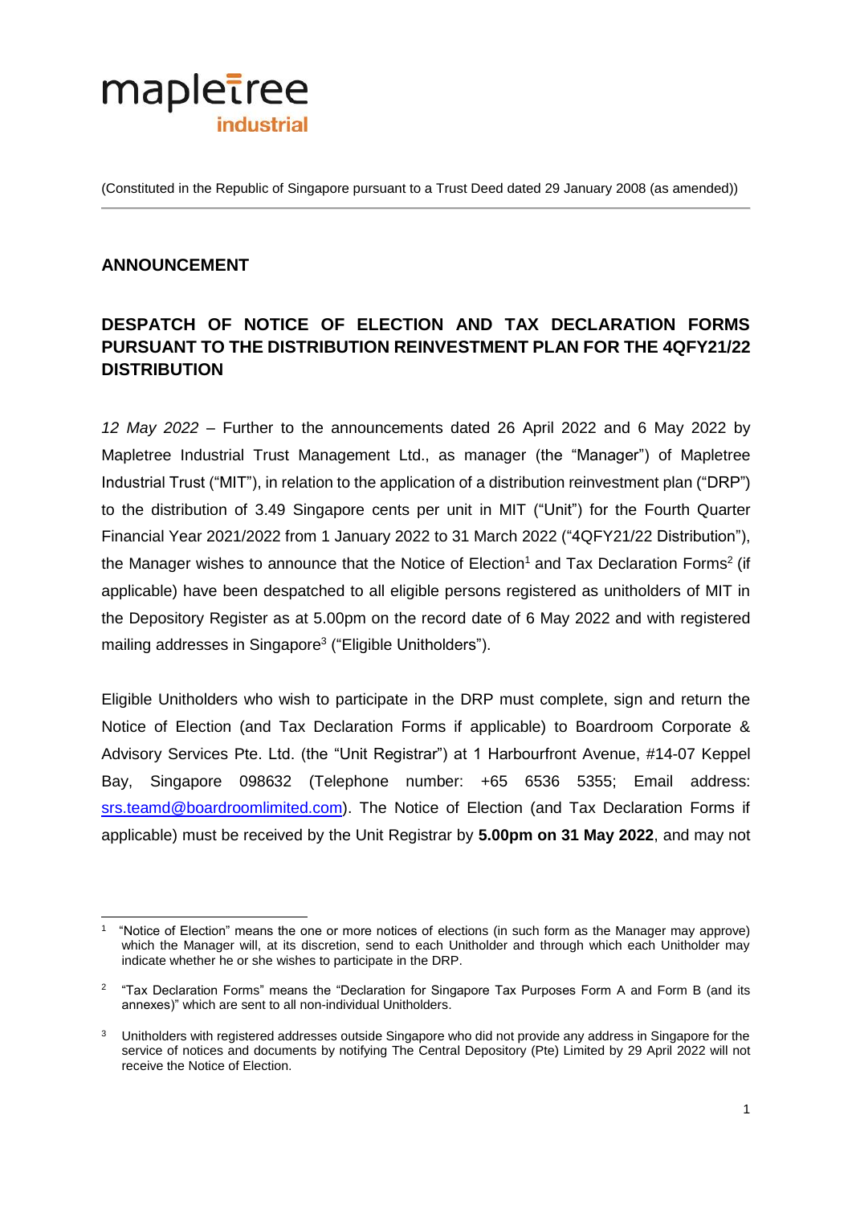mapletree industrial

(Constituted in the Republic of Singapore pursuant to a Trust Deed dated 29 January 2008 (as amended))

## ANNOUNCEMENT

## DESPATCH OF NOTICE OF ELECTION AND TAX DECLARATION FORMS PURSUANT TO THE DISTRIBUTION REINVESTMENT PLAN FOR THE 4QFY21/22 DISTRIBUTION

*12 May 2022* – Further to the announcements dated 26 April 2022 and 6 May 2022 by Mapletree Industrial Trust Management Ltd., as manager (the "Manager") of Mapletree Industrial Trust ("MIT"), in relation to the application of a distribution reinvestment plan ("DRP") to the distribution of 3.49 Singapore cents per unit in MIT ("Unit") for the Fourth Quarter Financial Year 2021/2022 from 1 January 2022 to 31 March 2022 ("4QFY21/22 Distribution"), the Manager wishes to announce that the Notice of Election[1] and Tax Declaration Forms[2] (if applicable) have been despatched to all eligible persons registered as unitholders of MIT in the Depository Register as at 5.00pm on the record date of 6 May 2022 and with registered mailing addresses in Singapore[3] ("Eligible Unitholders").

Eligible Unitholders who wish to participate in the DRP must complete, sign and return the Notice of Election (and Tax Declaration Forms if applicable) to Boardroom Corporate & Advisory Services Pte. Ltd. (the "Unit Registrar") at 1 Harbourfront Avenue, #14-07 Keppel Bay, Singapore 098632 (Telephone number: +65 6536 5355; Email address: srs.teamd@boardroomlimited.com). The Notice of Election (and Tax Declaration Forms if applicable) must be received by the Unit Registrar by **5.00pm on 31 May 2022**, and may not

---

[1] "Notice of Election" means the one or more notices of elections (in such form as the Manager may approve) which the Manager will, at its discretion, send to each Unitholder and through which each Unitholder may indicate whether he or she wishes to participate in the DRP.

[2] "Tax Declaration Forms" means the "Declaration for Singapore Tax Purposes Form A and Form B (and its annexes)" which are sent to all non-individual Unitholders.

[3] Unitholders with registered addresses outside Singapore who did not provide any address in Singapore for the service of notices and documents by notifying The Central Depository (Pte) Limited by 29 April 2022 will not receive the Notice of Election.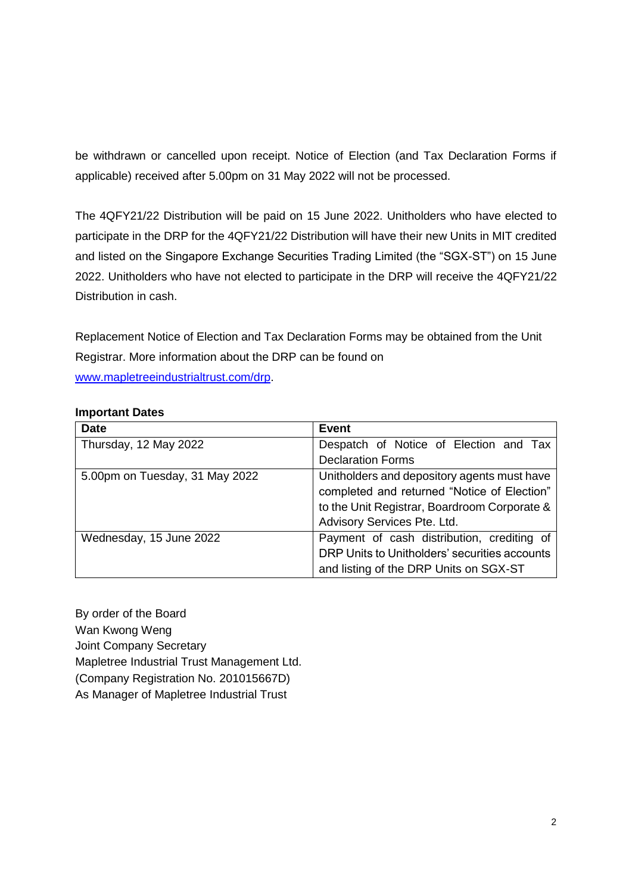be withdrawn or cancelled upon receipt. Notice of Election (and Tax Declaration Forms if applicable) received after 5.00pm on 31 May 2022 will not be processed.

The 4QFY21/22 Distribution will be paid on 15 June 2022. Unitholders who have elected to participate in the DRP for the 4QFY21/22 Distribution will have their new Units in MIT credited and listed on the Singapore Exchange Securities Trading Limited (the "SGX-ST") on 15 June 2022. Unitholders who have not elected to participate in the DRP will receive the 4QFY21/22 Distribution in cash.

Replacement Notice of Election and Tax Declaration Forms may be obtained from the Unit Registrar. More information about the DRP can be found on www.mapletreeindustrialtrust.com/drp.

**Important Dates**

| Date | Event |
|---|---|
| Thursday, 12 May 2022 | Despatch of Notice of Election and Tax Declaration Forms |
| 5.00pm on Tuesday, 31 May 2022 | Unitholders and depository agents must have completed and returned "Notice of Election" to the Unit Registrar, Boardroom Corporate & Advisory Services Pte. Ltd. |
| Wednesday, 15 June 2022 | Payment of cash distribution, crediting of DRP Units to Unitholders' securities accounts and listing of the DRP Units on SGX-ST |

By order of the Board
Wan Kwong Weng
Joint Company Secretary
Mapletree Industrial Trust Management Ltd.
(Company Registration No. 201015667D)
As Manager of Mapletree Industrial Trust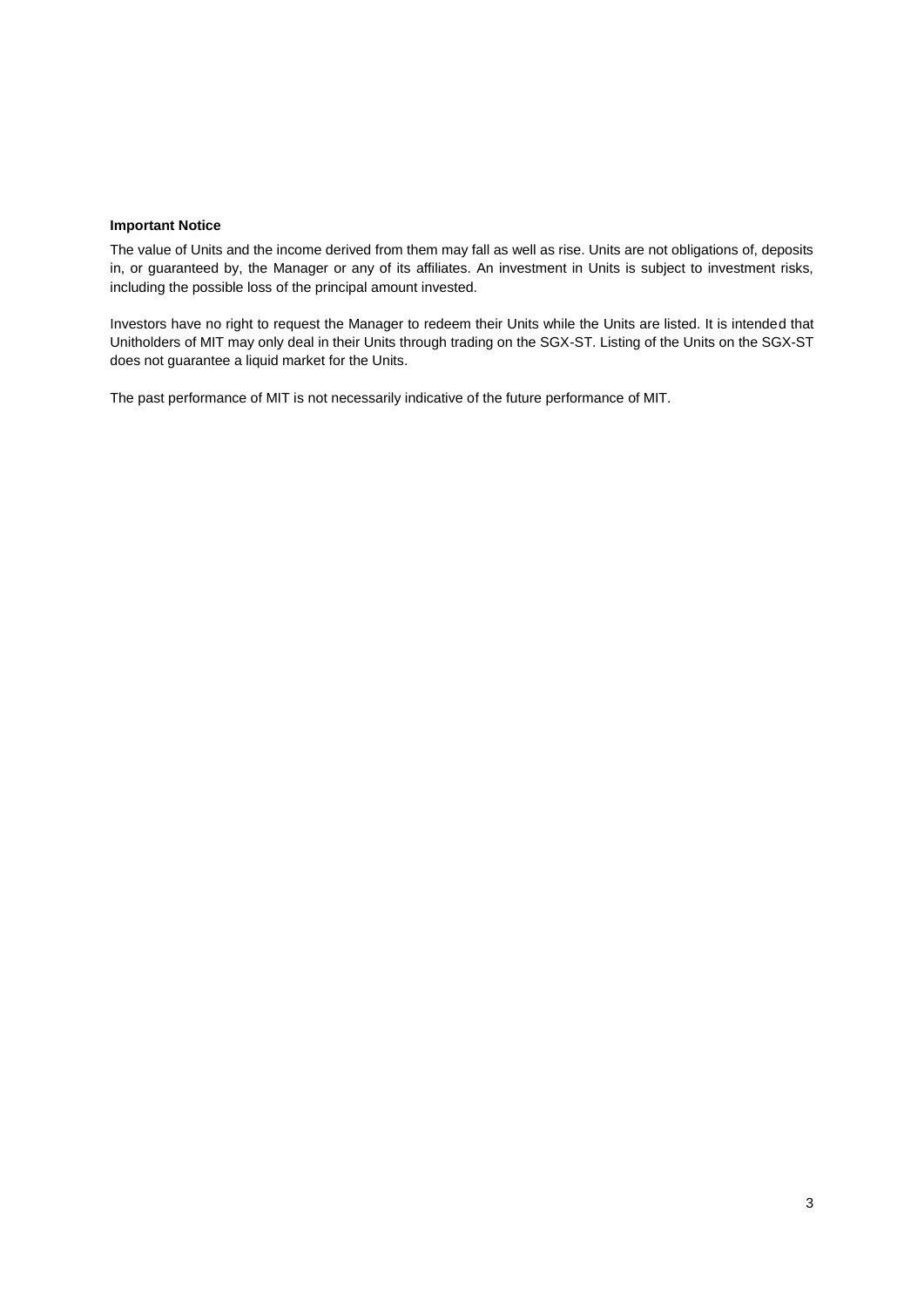**Important Notice**

The value of Units and the income derived from them may fall as well as rise. Units are not obligations of, deposits in, or guaranteed by, the Manager or any of its affiliates. An investment in Units is subject to investment risks, including the possible loss of the principal amount invested.

Investors have no right to request the Manager to redeem their Units while the Units are listed. It is intended that Unitholders of MIT may only deal in their Units through trading on the SGX-ST. Listing of the Units on the SGX-ST does not guarantee a liquid market for the Units.

The past performance of MIT is not necessarily indicative of the future performance of MIT.